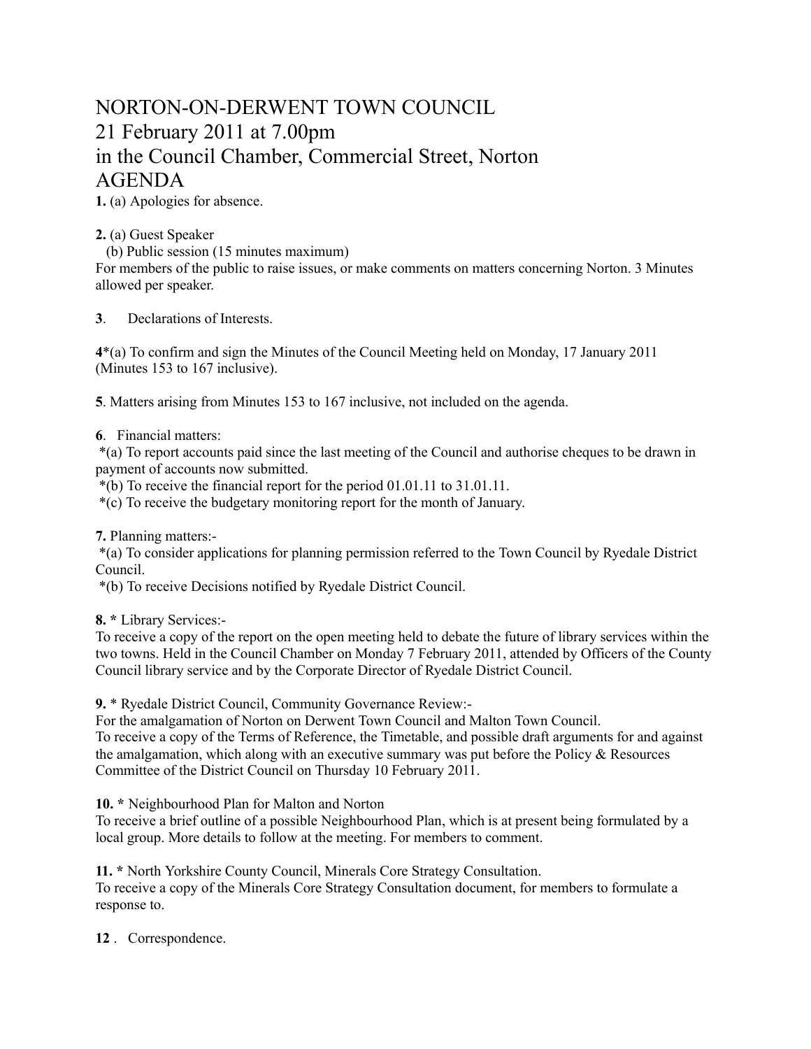# NORTON-ON-DERWENT TOWN COUNCIL
# 21 February 2011 at 7.00pm
# in the Council Chamber, Commercial Street, Norton
# AGENDA

**1.** (a) Apologies for absence.

**2.** (a) Guest Speaker
(b) Public session (15 minutes maximum)
For members of the public to raise issues, or make comments on matters concerning Norton. 3 Minutes allowed per speaker.

**3**. Declarations of Interests.

**4***(a) To confirm and sign the Minutes of the Council Meeting held on Monday, 17 January 2011 (Minutes 153 to 167 inclusive).

**5**. Matters arising from Minutes 153 to 167 inclusive, not included on the agenda.

**6**. Financial matters:
*(a) To report accounts paid since the last meeting of the Council and authorise cheques to be drawn in payment of accounts now submitted.
*(b) To receive the financial report for the period 01.01.11 to 31.01.11.
*(c) To receive the budgetary monitoring report for the month of January.

**7.** Planning matters:-
*(a) To consider applications for planning permission referred to the Town Council by Ryedale District Council.
*(b) To receive Decisions notified by Ryedale District Council.

**8. *** Library Services:-
To receive a copy of the report on the open meeting held to debate the future of library services within the two towns. Held in the Council Chamber on Monday 7 February 2011, attended by Officers of the County Council library service and by the Corporate Director of Ryedale District Council.

**9.** * Ryedale District Council, Community Governance Review:-
For the amalgamation of Norton on Derwent Town Council and Malton Town Council.
To receive a copy of the Terms of Reference, the Timetable, and possible draft arguments for and against the amalgamation, which along with an executive summary was put before the Policy & Resources Committee of the District Council on Thursday 10 February 2011.

**10. *** Neighbourhood Plan for Malton and Norton
To receive a brief outline of a possible Neighbourhood Plan, which is at present being formulated by a local group. More details to follow at the meeting. For members to comment.

**11. *** North Yorkshire County Council, Minerals Core Strategy Consultation.
To receive a copy of the Minerals Core Strategy Consultation document, for members to formulate a response to.

**12** . Correspondence.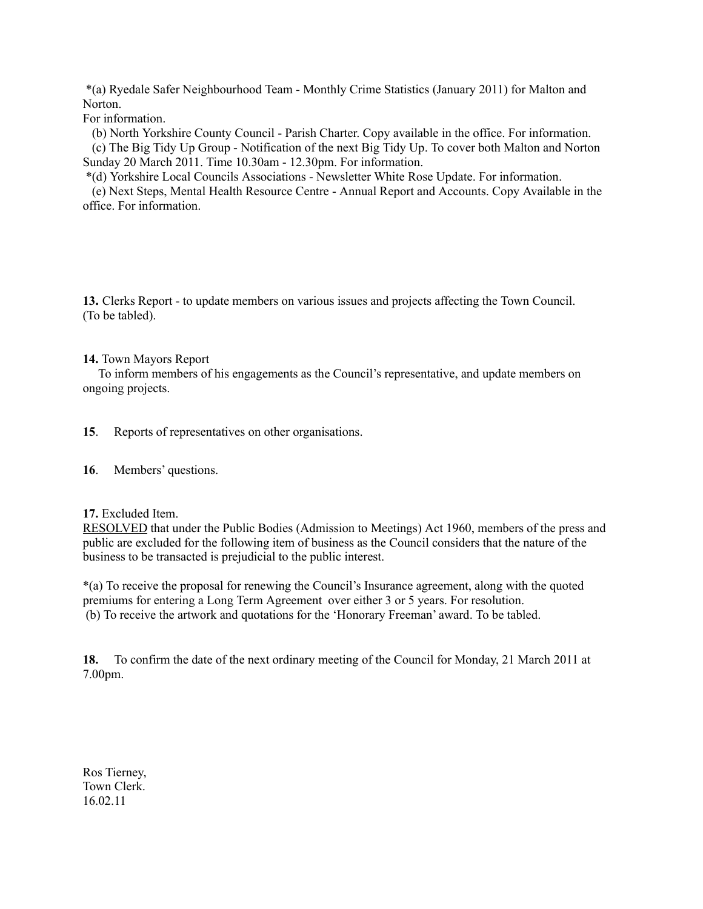*(a) Ryedale Safer Neighbourhood Team - Monthly Crime Statistics (January 2011) for Malton and Norton.
For information.

(b) North Yorkshire County Council - Parish Charter. Copy available in the office. For information.

(c) The Big Tidy Up Group - Notification of the next Big Tidy Up. To cover both Malton and Norton Sunday 20 March 2011. Time 10.30am - 12.30pm. For information.

*(d) Yorkshire Local Councils Associations - Newsletter White Rose Update. For information.

(e) Next Steps, Mental Health Resource Centre - Annual Report and Accounts. Copy Available in the office. For information.

**13.** Clerks Report - to update members on various issues and projects affecting the Town Council. (To be tabled).

**14.** Town Mayors Report

To inform members of his engagements as the Council's representative, and update members on ongoing projects.

**15**. Reports of representatives on other organisations.

**16**. Members' questions.

**17.** Excluded Item.

<u>RESOLVED</u> that under the Public Bodies (Admission to Meetings) Act 1960, members of the press and public are excluded for the following item of business as the Council considers that the nature of the business to be transacted is prejudicial to the public interest.

*(a) To receive the proposal for renewing the Council's Insurance agreement, along with the quoted premiums for entering a Long Term Agreement over either 3 or 5 years. For resolution.

(b) To receive the artwork and quotations for the 'Honorary Freeman' award. To be tabled.

**18.** To confirm the date of the next ordinary meeting of the Council for Monday, 21 March 2011 at 7.00pm.

Ros Tierney,
Town Clerk.
16.02.11